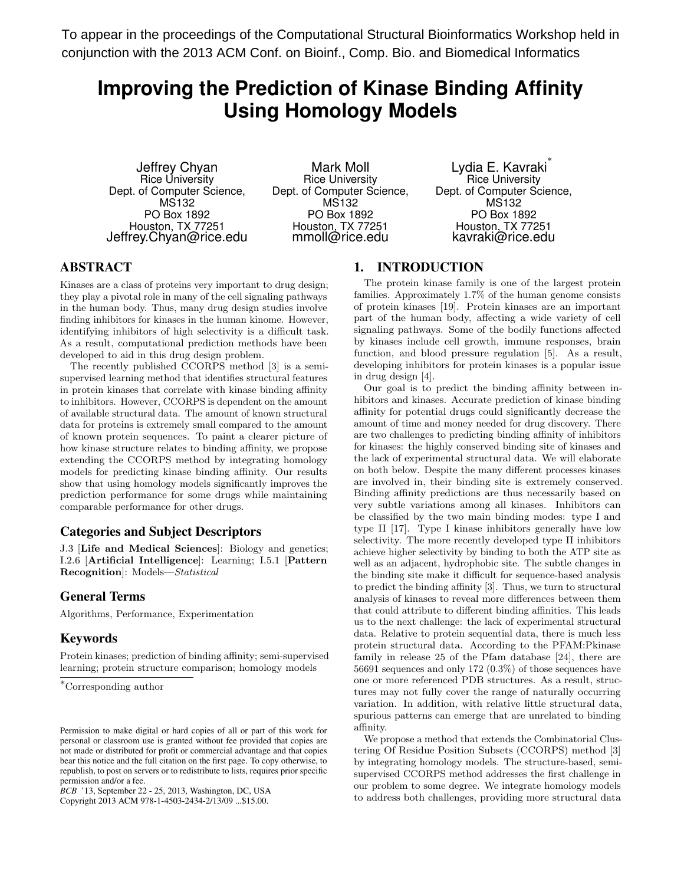To appear in the proceedings of the Computational Structural Bioinformatics Workshop held in conjunction with the 2013 ACM Conf. on Bioinf., Comp. Bio. and Biomedical Informatics

# Improving the Prediction of Kinase Binding Affinity Using Homology Models

Jeffrey Chyan
Rice University
Dept. of Computer Science, MS132
PO Box 1892
Houston, TX 77251
Jeffrey.Chyan@rice.edu

Mark Moll
Rice University
Dept. of Computer Science, MS132
PO Box 1892
Houston, TX 77251
mmoll@rice.edu

Lydia E. Kavraki*
Rice University
Dept. of Computer Science, MS132
PO Box 1892
Houston, TX 77251
kavraki@rice.edu

## ABSTRACT

Kinases are a class of proteins very important to drug design; they play a pivotal role in many of the cell signaling pathways in the human body. Thus, many drug design studies involve finding inhibitors for kinases in the human kinome. However, identifying inhibitors of high selectivity is a difficult task. As a result, computational prediction methods have been developed to aid in this drug design problem.

The recently published CCORPS method [3] is a semi-supervised learning method that identifies structural features in protein kinases that correlate with kinase binding affinity to inhibitors. However, CCORPS is dependent on the amount of available structural data. The amount of known structural data for proteins is extremely small compared to the amount of known protein sequences. To paint a clearer picture of how kinase structure relates to binding affinity, we propose extending the CCORPS method by integrating homology models for predicting kinase binding affinity. Our results show that using homology models significantly improves the prediction performance for some drugs while maintaining comparable performance for other drugs.

### Categories and Subject Descriptors

J.3 [**Life and Medical Sciences**]: Biology and genetics; I.2.6 [**Artificial Intelligence**]: Learning; I.5.1 [**Pattern Recognition**]: Models—*Statistical*

### General Terms

Algorithms, Performance, Experimentation

### Keywords

Protein kinases; prediction of binding affinity; semi-supervised learning; protein structure comparison; homology models

*Corresponding author

Permission to make digital or hard copies of all or part of this work for personal or classroom use is granted without fee provided that copies are not made or distributed for profit or commercial advantage and that copies bear this notice and the full citation on the first page. To copy otherwise, to republish, to post on servers or to redistribute to lists, requires prior specific permission and/or a fee.
*BCB* '13, September 22 - 25, 2013, Washington, DC, USA
Copyright 2013 ACM 978-1-4503-2434-2/13/09 ...$15.00.

## 1. INTRODUCTION

The protein kinase family is one of the largest protein families. Approximately 1.7% of the human genome consists of protein kinases [19]. Protein kinases are an important part of the human body, affecting a wide variety of cell signaling pathways. Some of the bodily functions affected by kinases include cell growth, immune responses, brain function, and blood pressure regulation [5]. As a result, developing inhibitors for protein kinases is a popular issue in drug design [4].

Our goal is to predict the binding affinity between inhibitors and kinases. Accurate prediction of kinase binding affinity for potential drugs could significantly decrease the amount of time and money needed for drug discovery. There are two challenges to predicting binding affinity of inhibitors for kinases: the highly conserved binding site of kinases and the lack of experimental structural data. We will elaborate on both below. Despite the many different processes kinases are involved in, their binding site is extremely conserved. Binding affinity predictions are thus necessarily based on very subtle variations among all kinases. Inhibitors can be classified by the two main binding modes: type I and type II [17]. Type I kinase inhibitors generally have low selectivity. The more recently developed type II inhibitors achieve higher selectivity by binding to both the ATP site as well as an adjacent, hydrophobic site. The subtle changes in the binding site make it difficult for sequence-based analysis to predict the binding affinity [3]. Thus, we turn to structural analysis of kinases to reveal more differences between them that could attribute to different binding affinities. This leads us to the next challenge: the lack of experimental structural data. Relative to protein sequential data, there is much less protein structural data. According to the PFAM:Pkinase family in release 25 of the Pfam database [24], there are 56691 sequences and only 172 (0.3%) of those sequences have one or more referenced PDB structures. As a result, structures may not fully cover the range of naturally occurring variation. In addition, with relative little structural data, spurious patterns can emerge that are unrelated to binding affinity.

We propose a method that extends the Combinatorial Clustering Of Residue Position Subsets (CCORPS) method [3] by integrating homology models. The structure-based, semi-supervised CCORPS method addresses the first challenge in our problem to some degree. We integrate homology models to address both challenges, providing more structural data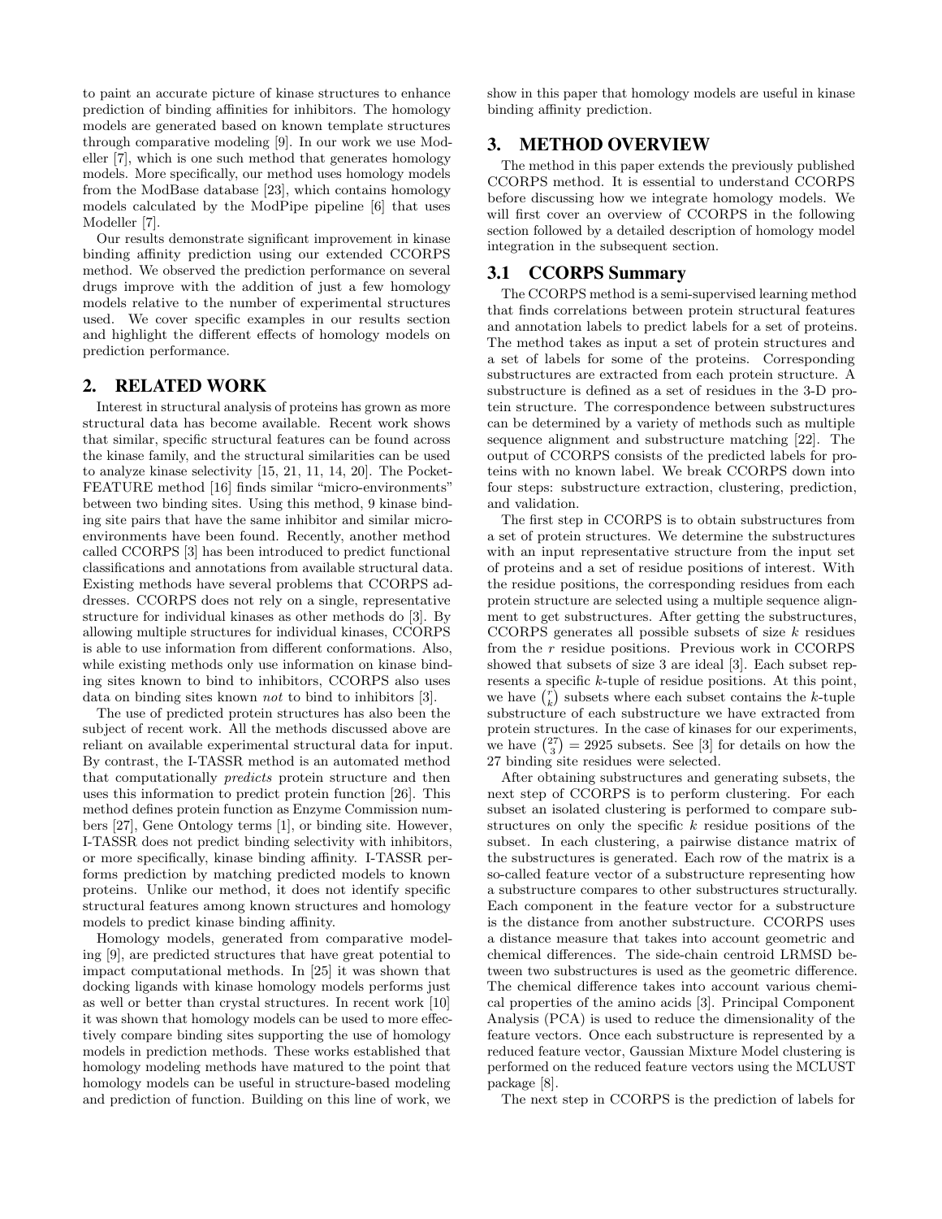to paint an accurate picture of kinase structures to enhance prediction of binding affinities for inhibitors. The homology models are generated based on known template structures through comparative modeling [9]. In our work we use Modeller [7], which is one such method that generates homology models. More specifically, our method uses homology models from the ModBase database [23], which contains homology models calculated by the ModPipe pipeline [6] that uses Modeller [7].

Our results demonstrate significant improvement in kinase binding affinity prediction using our extended CCORPS method. We observed the prediction performance on several drugs improve with the addition of just a few homology models relative to the number of experimental structures used. We cover specific examples in our results section and highlight the different effects of homology models on prediction performance.

## 2. RELATED WORK

Interest in structural analysis of proteins has grown as more structural data has become available. Recent work shows that similar, specific structural features can be found across the kinase family, and the structural similarities can be used to analyze kinase selectivity [15, 21, 11, 14, 20]. The Pocket-FEATURE method [16] finds similar "micro-environments" between two binding sites. Using this method, 9 kinase binding site pairs that have the same inhibitor and similar micro-environments have been found. Recently, another method called CCORPS [3] has been introduced to predict functional classifications and annotations from available structural data. Existing methods have several problems that CCORPS addresses. CCORPS does not rely on a single, representative structure for individual kinases as other methods do [3]. By allowing multiple structures for individual kinases, CCORPS is able to use information from different conformations. Also, while existing methods only use information on kinase binding sites known to bind to inhibitors, CCORPS also uses data on binding sites known *not* to bind to inhibitors [3].

The use of predicted protein structures has also been the subject of recent work. All the methods discussed above are reliant on available experimental structural data for input. By contrast, the I-TASSR method is an automated method that computationally *predicts* protein structure and then uses this information to predict protein function [26]. This method defines protein function as Enzyme Commission numbers [27], Gene Ontology terms [1], or binding site. However, I-TASSR does not predict binding selectivity with inhibitors, or more specifically, kinase binding affinity. I-TASSR performs prediction by matching predicted models to known proteins. Unlike our method, it does not identify specific structural features among known structures and homology models to predict kinase binding affinity.

Homology models, generated from comparative modeling [9], are predicted structures that have great potential to impact computational methods. In [25] it was shown that docking ligands with kinase homology models performs just as well or better than crystal structures. In recent work [10] it was shown that homology models can be used to more effectively compare binding sites supporting the use of homology models in prediction methods. These works established that homology modeling methods have matured to the point that homology models can be useful in structure-based modeling and prediction of function. Building on this line of work, we show in this paper that homology models are useful in kinase binding affinity prediction.

## 3. METHOD OVERVIEW

The method in this paper extends the previously published CCORPS method. It is essential to understand CCORPS before discussing how we integrate homology models. We will first cover an overview of CCORPS in the following section followed by a detailed description of homology model integration in the subsequent section.

### 3.1 CCORPS Summary

The CCORPS method is a semi-supervised learning method that finds correlations between protein structural features and annotation labels to predict labels for a set of proteins. The method takes as input a set of protein structures and a set of labels for some of the proteins. Corresponding substructures are extracted from each protein structure. A substructure is defined as a set of residues in the 3-D protein structure. The correspondence between substructures can be determined by a variety of methods such as multiple sequence alignment and substructure matching [22]. The output of CCORPS consists of the predicted labels for proteins with no known label. We break CCORPS down into four steps: substructure extraction, clustering, prediction, and validation.

The first step in CCORPS is to obtain substructures from a set of protein structures. We determine the substructures with an input representative structure from the input set of proteins and a set of residue positions of interest. With the residue positions, the corresponding residues from each protein structure are selected using a multiple sequence alignment to get substructures. After getting the substructures, CCORPS generates all possible subsets of size $k$ residues from the $r$ residue positions. Previous work in CCORPS showed that subsets of size 3 are ideal [3]. Each subset represents a specific $k$-tuple of residue positions. At this point, we have $\binom{r}{k}$ subsets where each subset contains the $k$-tuple substructure of each substructure we have extracted from protein structures. In the case of kinases for our experiments, we have $\binom{27}{3} = 2925$ subsets. See [3] for details on how the 27 binding site residues were selected.

After obtaining substructures and generating subsets, the next step of CCORPS is to perform clustering. For each subset an isolated clustering is performed to compare substructures on only the specific $k$ residue positions of the subset. In each clustering, a pairwise distance matrix of the substructures is generated. Each row of the matrix is a so-called feature vector of a substructure representing how a substructure compares to other substructures structurally. Each component in the feature vector for a substructure is the distance from another substructure. CCORPS uses a distance measure that takes into account geometric and chemical differences. The side-chain centroid LRMSD between two substructures is used as the geometric difference. The chemical difference takes into account various chemical properties of the amino acids [3]. Principal Component Analysis (PCA) is used to reduce the dimensionality of the feature vectors. Once each substructure is represented by a reduced feature vector, Gaussian Mixture Model clustering is performed on the reduced feature vectors using the MCLUST package [8].

The next step in CCORPS is the prediction of labels for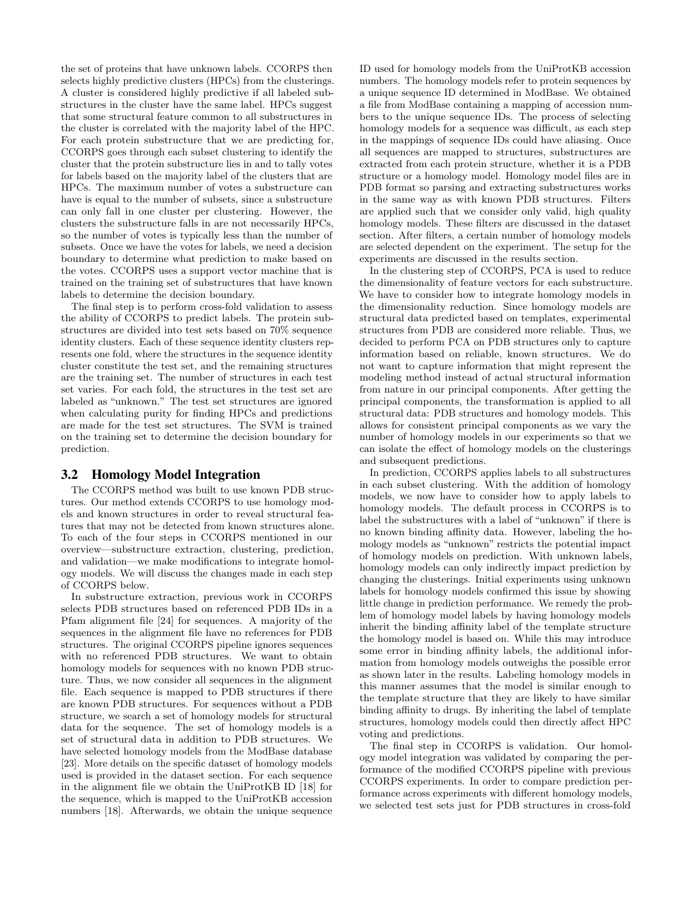the set of proteins that have unknown labels. CCORPS then selects highly predictive clusters (HPCs) from the clusterings. A cluster is considered highly predictive if all labeled substructures in the cluster have the same label. HPCs suggest that some structural feature common to all substructures in the cluster is correlated with the majority label of the HPC. For each protein substructure that we are predicting for, CCORPS goes through each subset clustering to identify the cluster that the protein substructure lies in and to tally votes for labels based on the majority label of the clusters that are HPCs. The maximum number of votes a substructure can have is equal to the number of subsets, since a substructure can only fall in one cluster per clustering. However, the clusters the substructure falls in are not necessarily HPCs, so the number of votes is typically less than the number of subsets. Once we have the votes for labels, we need a decision boundary to determine what prediction to make based on the votes. CCORPS uses a support vector machine that is trained on the training set of substructures that have known labels to determine the decision boundary.

The final step is to perform cross-fold validation to assess the ability of CCORPS to predict labels. The protein substructures are divided into test sets based on 70% sequence identity clusters. Each of these sequence identity clusters represents one fold, where the structures in the sequence identity cluster constitute the test set, and the remaining structures are the training set. The number of structures in each test set varies. For each fold, the structures in the test set are labeled as "unknown." The test set structures are ignored when calculating purity for finding HPCs and predictions are made for the test set structures. The SVM is trained on the training set to determine the decision boundary for prediction.

### 3.2 Homology Model Integration

The CCORPS method was built to use known PDB structures. Our method extends CCORPS to use homology models and known structures in order to reveal structural features that may not be detected from known structures alone. To each of the four steps in CCORPS mentioned in our overview—substructure extraction, clustering, prediction, and validation—we make modifications to integrate homology models. We will discuss the changes made in each step of CCORPS below.

In substructure extraction, previous work in CCORPS selects PDB structures based on referenced PDB IDs in a Pfam alignment file [24] for sequences. A majority of the sequences in the alignment file have no references for PDB structures. The original CCORPS pipeline ignores sequences with no referenced PDB structures. We want to obtain homology models for sequences with no known PDB structure. Thus, we now consider all sequences in the alignment file. Each sequence is mapped to PDB structures if there are known PDB structures. For sequences without a PDB structure, we search a set of homology models for structural data for the sequence. The set of homology models is a set of structural data in addition to PDB structures. We have selected homology models from the ModBase database [23]. More details on the specific dataset of homology models used is provided in the dataset section. For each sequence in the alignment file we obtain the UniProtKB ID [18] for the sequence, which is mapped to the UniProtKB accession numbers [18]. Afterwards, we obtain the unique sequence ID used for homology models from the UniProtKB accession numbers. The homology models refer to protein sequences by a unique sequence ID determined in ModBase. We obtained a file from ModBase containing a mapping of accession numbers to the unique sequence IDs. The process of selecting homology models for a sequence was difficult, as each step in the mappings of sequence IDs could have aliasing. Once all sequences are mapped to structures, substructures are extracted from each protein structure, whether it is a PDB structure or a homology model. Homology model files are in PDB format so parsing and extracting substructures works in the same way as with known PDB structures. Filters are applied such that we consider only valid, high quality homology models. These filters are discussed in the dataset section. After filters, a certain number of homology models are selected dependent on the experiment. The setup for the experiments are discussed in the results section.

In the clustering step of CCORPS, PCA is used to reduce the dimensionality of feature vectors for each substructure. We have to consider how to integrate homology models in the dimensionality reduction. Since homology models are structural data predicted based on templates, experimental structures from PDB are considered more reliable. Thus, we decided to perform PCA on PDB structures only to capture information based on reliable, known structures. We do not want to capture information that might represent the modeling method instead of actual structural information from nature in our principal components. After getting the principal components, the transformation is applied to all structural data: PDB structures and homology models. This allows for consistent principal components as we vary the number of homology models in our experiments so that we can isolate the effect of homology models on the clusterings and subsequent predictions.

In prediction, CCORPS applies labels to all substructures in each subset clustering. With the addition of homology models, we now have to consider how to apply labels to homology models. The default process in CCORPS is to label the substructures with a label of "unknown" if there is no known binding affinity data. However, labeling the homology models as "unknown" restricts the potential impact of homology models on prediction. With unknown labels, homology models can only indirectly impact prediction by changing the clusterings. Initial experiments using unknown labels for homology models confirmed this issue by showing little change in prediction performance. We remedy the problem of homology model labels by having homology models inherit the binding affinity label of the template structure the homology model is based on. While this may introduce some error in binding affinity labels, the additional information from homology models outweighs the possible error as shown later in the results. Labeling homology models in this manner assumes that the model is similar enough to the template structure that they are likely to have similar binding affinity to drugs. By inheriting the label of template structures, homology models could then directly affect HPC voting and predictions.

The final step in CCORPS is validation. Our homology model integration was validated by comparing the performance of the modified CCORPS pipeline with previous CCORPS experiments. In order to compare prediction performance across experiments with different homology models, we selected test sets just for PDB structures in cross-fold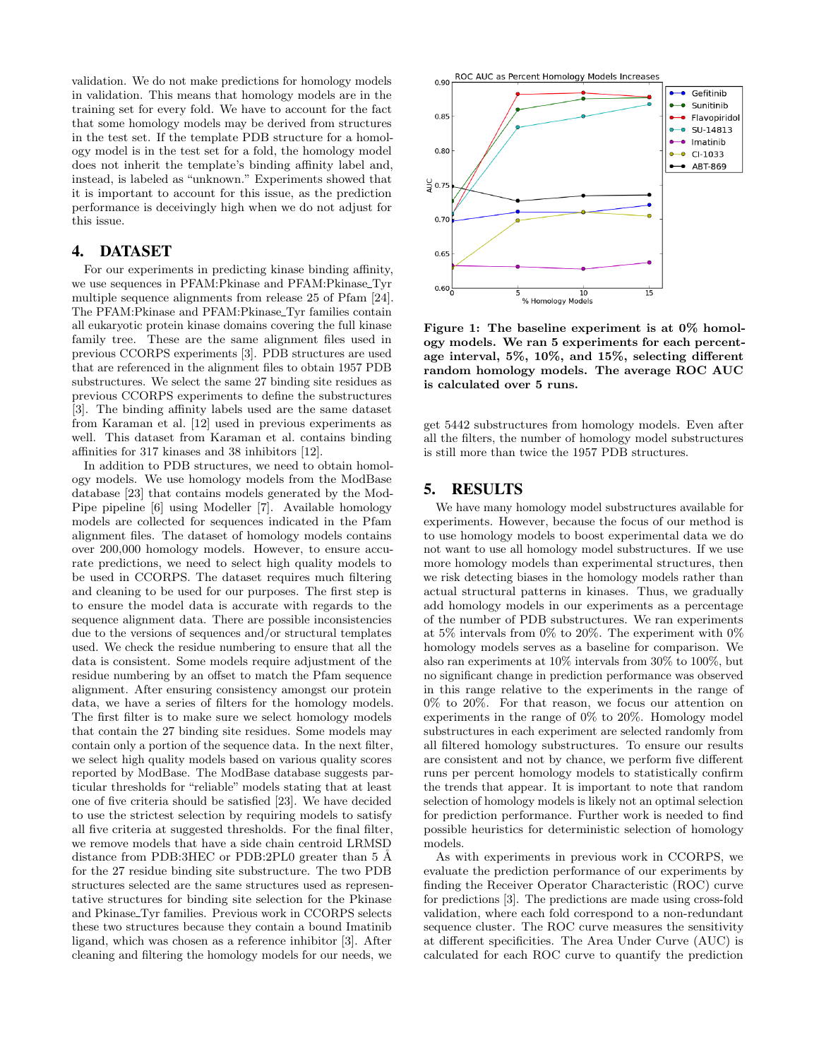validation. We do not make predictions for homology models in validation. This means that homology models are in the training set for every fold. We have to account for the fact that some homology models may be derived from structures in the test set. If the template PDB structure for a homology model is in the test set for a fold, the homology model does not inherit the template's binding affinity label and, instead, is labeled as "unknown." Experiments showed that it is important to account for this issue, as the prediction performance is deceivingly high when we do not adjust for this issue.

## 4. DATASET

For our experiments in predicting kinase binding affinity, we use sequences in PFAM:Pkinase and PFAM:Pkinase_Tyr multiple sequence alignments from release 25 of Pfam [24]. The PFAM:Pkinase and PFAM:Pkinase_Tyr families contain all eukaryotic protein kinase domains covering the full kinase family tree. These are the same alignment files used in previous CCORPS experiments [3]. PDB structures are used that are referenced in the alignment files to obtain 1957 PDB substructures. We select the same 27 binding site residues as previous CCORPS experiments to define the substructures [3]. The binding affinity labels used are the same dataset from Karaman et al. [12] used in previous experiments as well. This dataset from Karaman et al. contains binding affinities for 317 kinases and 38 inhibitors [12].

In addition to PDB structures, we need to obtain homology models. We use homology models from the ModBase database [23] that contains models generated by the ModPipe pipeline [6] using Modeller [7]. Available homology models are collected for sequences indicated in the Pfam alignment files. The dataset of homology models contains over 200,000 homology models. However, to ensure accurate predictions, we need to select high quality models to be used in CCORPS. The dataset requires much filtering and cleaning to be used for our purposes. The first step is to ensure the model data is accurate with regards to the sequence alignment data. There are possible inconsistencies due to the versions of sequences and/or structural templates used. We check the residue numbering to ensure that all the data is consistent. Some models require adjustment of the residue numbering by an offset to match the Pfam sequence alignment. After ensuring consistency amongst our protein data, we have a series of filters for the homology models. The first filter is to make sure we select homology models that contain the 27 binding site residues. Some models may contain only a portion of the sequence data. In the next filter, we select high quality models based on various quality scores reported by ModBase. The ModBase database suggests particular thresholds for "reliable" models stating that at least one of five criteria should be satisfied [23]. We have decided to use the strictest selection by requiring models to satisfy all five criteria at suggested thresholds. For the final filter, we remove models that have a side chain centroid LRMSD distance from PDB:3HEC or PDB:2PL0 greater than 5 Å for the 27 residue binding site substructure. The two PDB structures selected are the same structures used as representative structures for binding site selection for the Pkinase and Pkinase_Tyr families. Previous work in CCORPS selects these two structures because they contain a bound Imatinib ligand, which was chosen as a reference inhibitor [3]. After cleaning and filtering the homology models for our needs, we get 5442 substructures from homology models. Even after all the filters, the number of homology model substructures is still more than twice the 1957 PDB structures.

**Figure 1: The baseline experiment is at 0% homology models. We ran 5 experiments for each percentage interval, 5%, 10%, and 15%, selecting different random homology models. The average ROC AUC is calculated over 5 runs.**

## 5. RESULTS

We have many homology model substructures available for experiments. However, because the focus of our method is to use homology models to boost experimental data we do not want to use all homology model substructures. If we use more homology models than experimental structures, then we risk detecting biases in the homology models rather than actual structural patterns in kinases. Thus, we gradually add homology models in our experiments as a percentage of the number of PDB substructures. We ran experiments at 5% intervals from 0% to 20%. The experiment with 0% homology models serves as a baseline for comparison. We also ran experiments at 10% intervals from 30% to 100%, but no significant change in prediction performance was observed in this range relative to the experiments in the range of 0% to 20%. For that reason, we focus our attention on experiments in the range of 0% to 20%. Homology model substructures in each experiment are selected randomly from all filtered homology substructures. To ensure our results are consistent and not by chance, we perform five different runs per percent homology models to statistically confirm the trends that appear. It is important to note that random selection of homology models is likely not an optimal selection for prediction performance. Further work is needed to find possible heuristics for deterministic selection of homology models.

As with experiments in previous work in CCORPS, we evaluate the prediction performance of our experiments by finding the Receiver Operator Characteristic (ROC) curve for predictions [3]. The predictions are made using cross-fold validation, where each fold correspond to a non-redundant sequence cluster. The ROC curve measures the sensitivity at different specificities. The Area Under Curve (AUC) is calculated for each ROC curve to quantify the prediction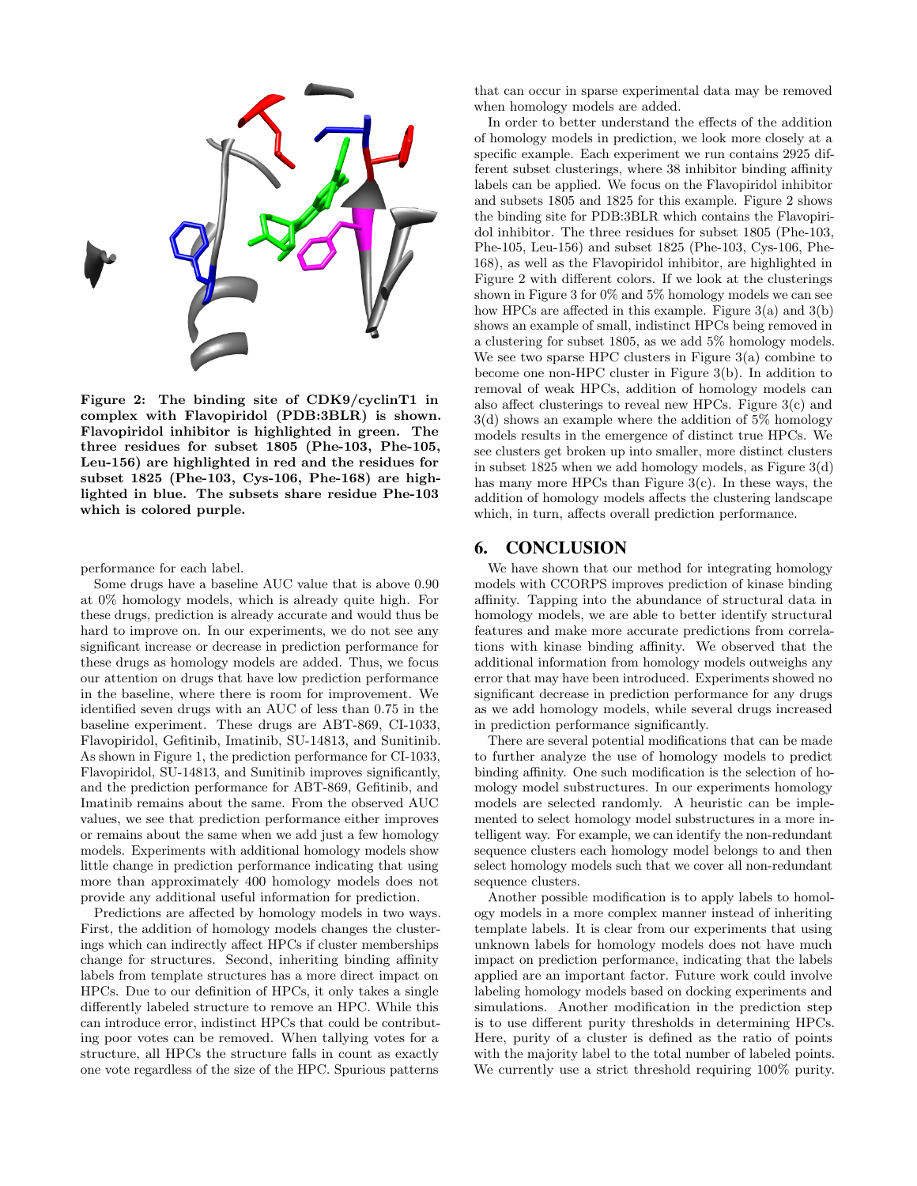Figure 2: The binding site of CDK9/cyclinT1 in complex with Flavopiridol (PDB:3BLR) is shown. Flavopiridol inhibitor is highlighted in green. The three residues for subset 1805 (Phe-103, Phe-105, Leu-156) are highlighted in red and the residues for subset 1825 (Phe-103, Cys-106, Phe-168) are highlighted in blue. The subsets share residue Phe-103 which is colored purple.

performance for each label.

Some drugs have a baseline AUC value that is above 0.90 at 0% homology models, which is already quite high. For these drugs, prediction is already accurate and would thus be hard to improve on. In our experiments, we do not see any significant increase or decrease in prediction performance for these drugs as homology models are added. Thus, we focus our attention on drugs that have low prediction performance in the baseline, where there is room for improvement. We identified seven drugs with an AUC of less than 0.75 in the baseline experiment. These drugs are ABT-869, CI-1033, Flavopiridol, Gefitinib, Imatinib, SU-14813, and Sunitinib. As shown in Figure 1, the prediction performance for CI-1033, Flavopiridol, SU-14813, and Sunitinib improves significantly, and the prediction performance for ABT-869, Gefitinib, and Imatinib remains about the same. From the observed AUC values, we see that prediction performance either improves or remains about the same when we add just a few homology models. Experiments with additional homology models show little change in prediction performance indicating that using more than approximately 400 homology models does not provide any additional useful information for prediction.

Predictions are affected by homology models in two ways. First, the addition of homology models changes the clusterings which can indirectly affect HPCs if cluster memberships change for structures. Second, inheriting binding affinity labels from template structures has a more direct impact on HPCs. Due to our definition of HPCs, it only takes a single differently labeled structure to remove an HPC. While this can introduce error, indistinct HPCs that could be contributing poor votes can be removed. When tallying votes for a structure, all HPCs the structure falls in count as exactly one vote regardless of the size of the HPC. Spurious patterns that can occur in sparse experimental data may be removed when homology models are added.

In order to better understand the effects of the addition of homology models in prediction, we look more closely at a specific example. Each experiment we run contains 2925 different subset clusterings, where 38 inhibitor binding affinity labels can be applied. We focus on the Flavopiridol inhibitor and subsets 1805 and 1825 for this example. Figure 2 shows the binding site for PDB:3BLR which contains the Flavopiridol inhibitor. The three residues for subset 1805 (Phe-103, Phe-105, Leu-156) and subset 1825 (Phe-103, Cys-106, Phe-168), as well as the Flavopiridol inhibitor, are highlighted in Figure 2 with different colors. If we look at the clusterings shown in Figure 3 for 0% and 5% homology models we can see how HPCs are affected in this example. Figure 3(a) and 3(b) shows an example of small, indistinct HPCs being removed in a clustering for subset 1805, as we add 5% homology models. We see two sparse HPC clusters in Figure 3(a) combine to become one non-HPC cluster in Figure 3(b). In addition to removal of weak HPCs, addition of homology models can also affect clusterings to reveal new HPCs. Figure 3(c) and 3(d) shows an example where the addition of 5% homology models results in the emergence of distinct true HPCs. We see clusters get broken up into smaller, more distinct clusters in subset 1825 when we add homology models, as Figure 3(d) has many more HPCs than Figure 3(c). In these ways, the addition of homology models affects the clustering landscape which, in turn, affects overall prediction performance.

## 6. CONCLUSION

We have shown that our method for integrating homology models with CCORPS improves prediction of kinase binding affinity. Tapping into the abundance of structural data in homology models, we are able to better identify structural features and make more accurate predictions from correlations with kinase binding affinity. We observed that the additional information from homology models outweighs any error that may have been introduced. Experiments showed no significant decrease in prediction performance for any drugs as we add homology models, while several drugs increased in prediction performance significantly.

There are several potential modifications that can be made to further analyze the use of homology models to predict binding affinity. One such modification is the selection of homology model substructures. In our experiments homology models are selected randomly. A heuristic can be implemented to select homology model substructures in a more intelligent way. For example, we can identify the non-redundant sequence clusters each homology model belongs to and then select homology models such that we cover all non-redundant sequence clusters.

Another possible modification is to apply labels to homology models in a more complex manner instead of inheriting template labels. It is clear from our experiments that using unknown labels for homology models does not have much impact on prediction performance, indicating that the labels applied are an important factor. Future work could involve labeling homology models based on docking experiments and simulations. Another modification in the prediction step is to use different purity thresholds in determining HPCs. Here, purity of a cluster is defined as the ratio of points with the majority label to the total number of labeled points. We currently use a strict threshold requiring 100% purity.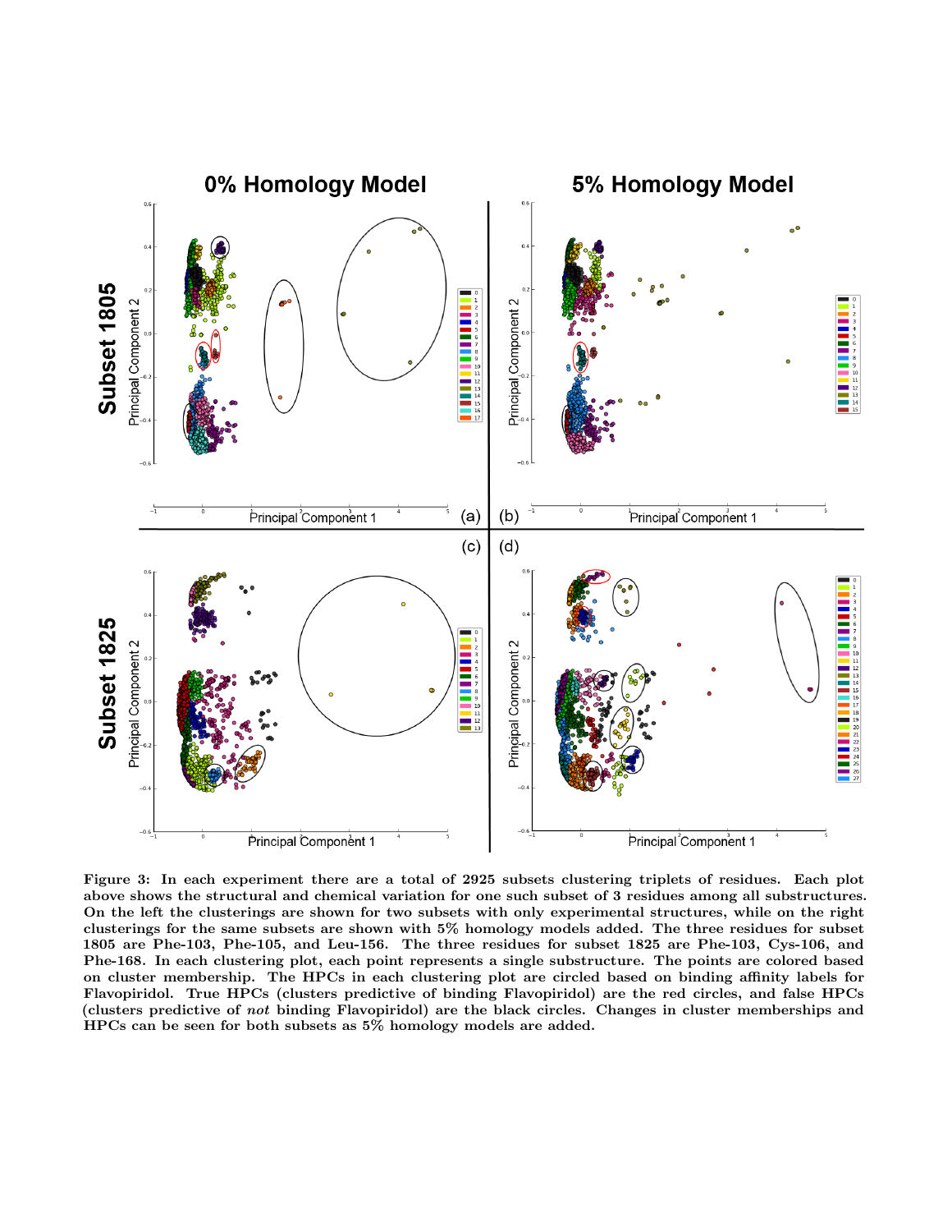**Figure 3: In each experiment there are a total of 2925 subsets clustering triplets of residues. Each plot above shows the structural and chemical variation for one such subset of 3 residues among all substructures. On the left the clusterings are shown for two subsets with only experimental structures, while on the right clusterings for the same subsets are shown with 5% homology models added. The three residues for subset 1805 are Phe-103, Phe-105, and Leu-156. The three residues for subset 1825 are Phe-103, Cys-106, and Phe-168. In each clustering plot, each point represents a single substructure. The points are colored based on cluster membership. The HPCs in each clustering plot are circled based on binding affinity labels for Flavopiridol. True HPCs (clusters predictive of binding Flavopiridol) are the red circles, and false HPCs (clusters predictive of *not* binding Flavopiridol) are the black circles. Changes in cluster memberships and HPCs can be seen for both subsets as 5% homology models are added.**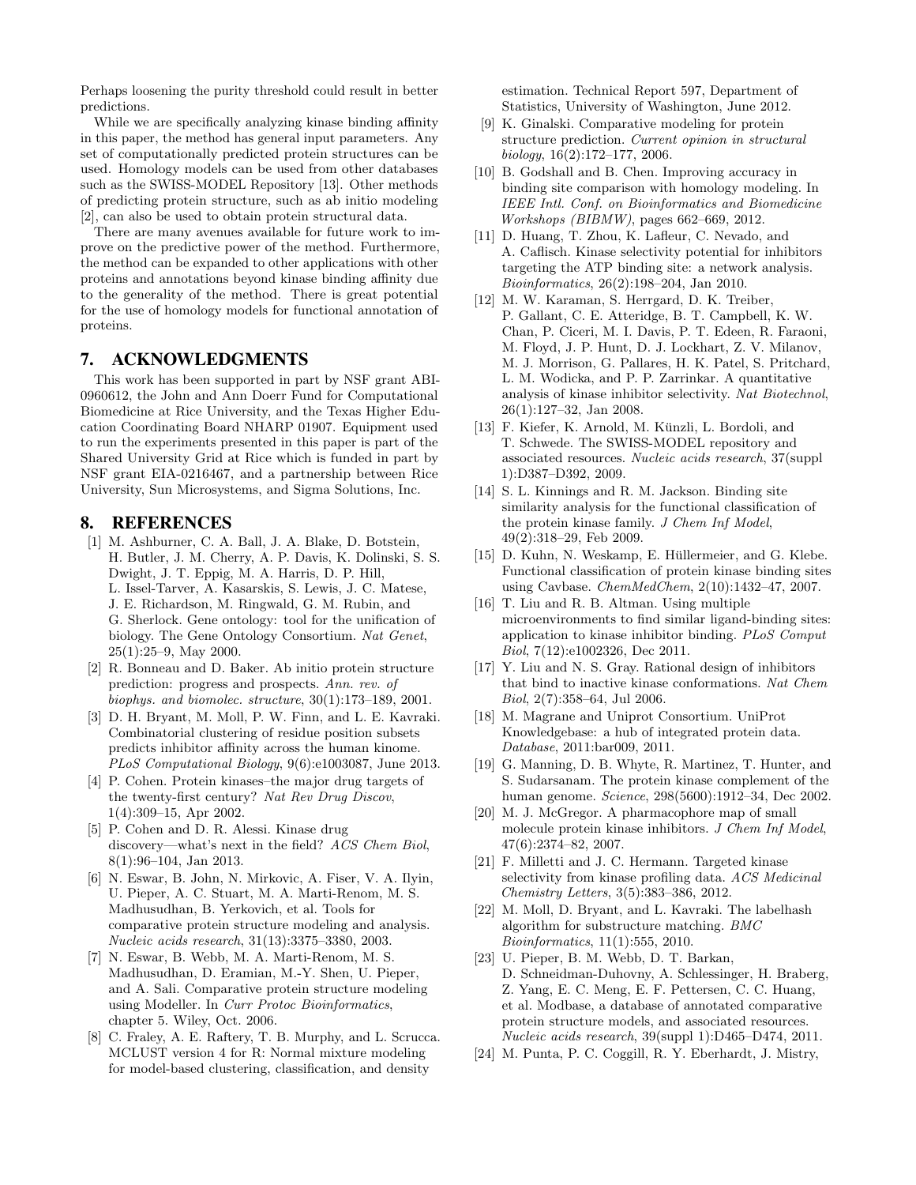Perhaps loosening the purity threshold could result in better predictions.

While we are specifically analyzing kinase binding affinity in this paper, the method has general input parameters. Any set of computationally predicted protein structures can be used. Homology models can be used from other databases such as the SWISS-MODEL Repository [13]. Other methods of predicting protein structure, such as ab initio modeling [2], can also be used to obtain protein structural data.

There are many avenues available for future work to improve on the predictive power of the method. Furthermore, the method can be expanded to other applications with other proteins and annotations beyond kinase binding affinity due to the generality of the method. There is great potential for the use of homology models for functional annotation of proteins.

## 7. ACKNOWLEDGMENTS

This work has been supported in part by NSF grant ABI-0960612, the John and Ann Doerr Fund for Computational Biomedicine at Rice University, and the Texas Higher Education Coordinating Board NHARP 01907. Equipment used to run the experiments presented in this paper is part of the Shared University Grid at Rice which is funded in part by NSF grant EIA-0216467, and a partnership between Rice University, Sun Microsystems, and Sigma Solutions, Inc.

## 8. REFERENCES

[1] M. Ashburner, C. A. Ball, J. A. Blake, D. Botstein, H. Butler, J. M. Cherry, A. P. Davis, K. Dolinski, S. S. Dwight, J. T. Eppig, M. A. Harris, D. P. Hill, L. Issel-Tarver, A. Kasarskis, S. Lewis, J. C. Matese, J. E. Richardson, M. Ringwald, G. M. Rubin, and G. Sherlock. Gene ontology: tool for the unification of biology. The Gene Ontology Consortium. *Nat Genet*, 25(1):25–9, May 2000.

[2] R. Bonneau and D. Baker. Ab initio protein structure prediction: progress and prospects. *Ann. rev. of biophys. and biomolec. structure*, 30(1):173–189, 2001.

[3] D. H. Bryant, M. Moll, P. W. Finn, and L. E. Kavraki. Combinatorial clustering of residue position subsets predicts inhibitor affinity across the human kinome. *PLoS Computational Biology*, 9(6):e1003087, June 2013.

[4] P. Cohen. Protein kinases–the major drug targets of the twenty-first century? *Nat Rev Drug Discov*, 1(4):309–15, Apr 2002.

[5] P. Cohen and D. R. Alessi. Kinase drug discovery—what's next in the field? *ACS Chem Biol*, 8(1):96–104, Jan 2013.

[6] N. Eswar, B. John, N. Mirkovic, A. Fiser, V. A. Ilyin, U. Pieper, A. C. Stuart, M. A. Marti-Renom, M. S. Madhusudhan, B. Yerkovich, et al. Tools for comparative protein structure modeling and analysis. *Nucleic acids research*, 31(13):3375–3380, 2003.

[7] N. Eswar, B. Webb, M. A. Marti-Renom, M. S. Madhusudhan, D. Eramian, M.-Y. Shen, U. Pieper, and A. Sali. Comparative protein structure modeling using Modeller. In *Curr Protoc Bioinformatics*, chapter 5. Wiley, Oct. 2006.

[8] C. Fraley, A. E. Raftery, T. B. Murphy, and L. Scrucca. MCLUST version 4 for R: Normal mixture modeling for model-based clustering, classification, and density estimation. Technical Report 597, Department of Statistics, University of Washington, June 2012.

[9] K. Ginalski. Comparative modeling for protein structure prediction. *Current opinion in structural biology*, 16(2):172–177, 2006.

[10] B. Godshall and B. Chen. Improving accuracy in binding site comparison with homology modeling. In *IEEE Intl. Conf. on Bioinformatics and Biomedicine Workshops (BIBMW)*, pages 662–669, 2012.

[11] D. Huang, T. Zhou, K. Lafleur, C. Nevado, and A. Caflisch. Kinase selectivity potential for inhibitors targeting the ATP binding site: a network analysis. *Bioinformatics*, 26(2):198–204, Jan 2010.

[12] M. W. Karaman, S. Herrgard, D. K. Treiber, P. Gallant, C. E. Atteridge, B. T. Campbell, K. W. Chan, P. Ciceri, M. I. Davis, P. T. Edeen, R. Faraoni, M. Floyd, J. P. Hunt, D. J. Lockhart, Z. V. Milanov, M. J. Morrison, G. Pallares, H. K. Patel, S. Pritchard, L. M. Wodicka, and P. P. Zarrinkar. A quantitative analysis of kinase inhibitor selectivity. *Nat Biotechnol*, 26(1):127–32, Jan 2008.

[13] F. Kiefer, K. Arnold, M. Künzli, L. Bordoli, and T. Schwede. The SWISS-MODEL repository and associated resources. *Nucleic acids research*, 37(suppl 1):D387–D392, 2009.

[14] S. L. Kinnings and R. M. Jackson. Binding site similarity analysis for the functional classification of the protein kinase family. *J Chem Inf Model*, 49(2):318–29, Feb 2009.

[15] D. Kuhn, N. Weskamp, E. Hüllermeier, and G. Klebe. Functional classification of protein kinase binding sites using Cavbase. *ChemMedChem*, 2(10):1432–47, 2007.

[16] T. Liu and R. B. Altman. Using multiple microenvironments to find similar ligand-binding sites: application to kinase inhibitor binding. *PLoS Comput Biol*, 7(12):e1002326, Dec 2011.

[17] Y. Liu and N. S. Gray. Rational design of inhibitors that bind to inactive kinase conformations. *Nat Chem Biol*, 2(7):358–64, Jul 2006.

[18] M. Magrane and Uniprot Consortium. UniProt Knowledgebase: a hub of integrated protein data. *Database*, 2011:bar009, 2011.

[19] G. Manning, D. B. Whyte, R. Martinez, T. Hunter, and S. Sudarsanam. The protein kinase complement of the human genome. *Science*, 298(5600):1912–34, Dec 2002.

[20] M. J. McGregor. A pharmacophore map of small molecule protein kinase inhibitors. *J Chem Inf Model*, 47(6):2374–82, 2007.

[21] F. Milletti and J. C. Hermann. Targeted kinase selectivity from kinase profiling data. *ACS Medicinal Chemistry Letters*, 3(5):383–386, 2012.

[22] M. Moll, D. Bryant, and L. Kavraki. The labelhash algorithm for substructure matching. *BMC Bioinformatics*, 11(1):555, 2010.

[23] U. Pieper, B. M. Webb, D. T. Barkan, D. Schneidman-Duhovny, A. Schlessinger, H. Braberg, Z. Yang, E. C. Meng, E. F. Pettersen, C. C. Huang, et al. Modbase, a database of annotated comparative protein structure models, and associated resources. *Nucleic acids research*, 39(suppl 1):D465–D474, 2011.

[24] M. Punta, P. C. Coggill, R. Y. Eberhardt, J. Mistry,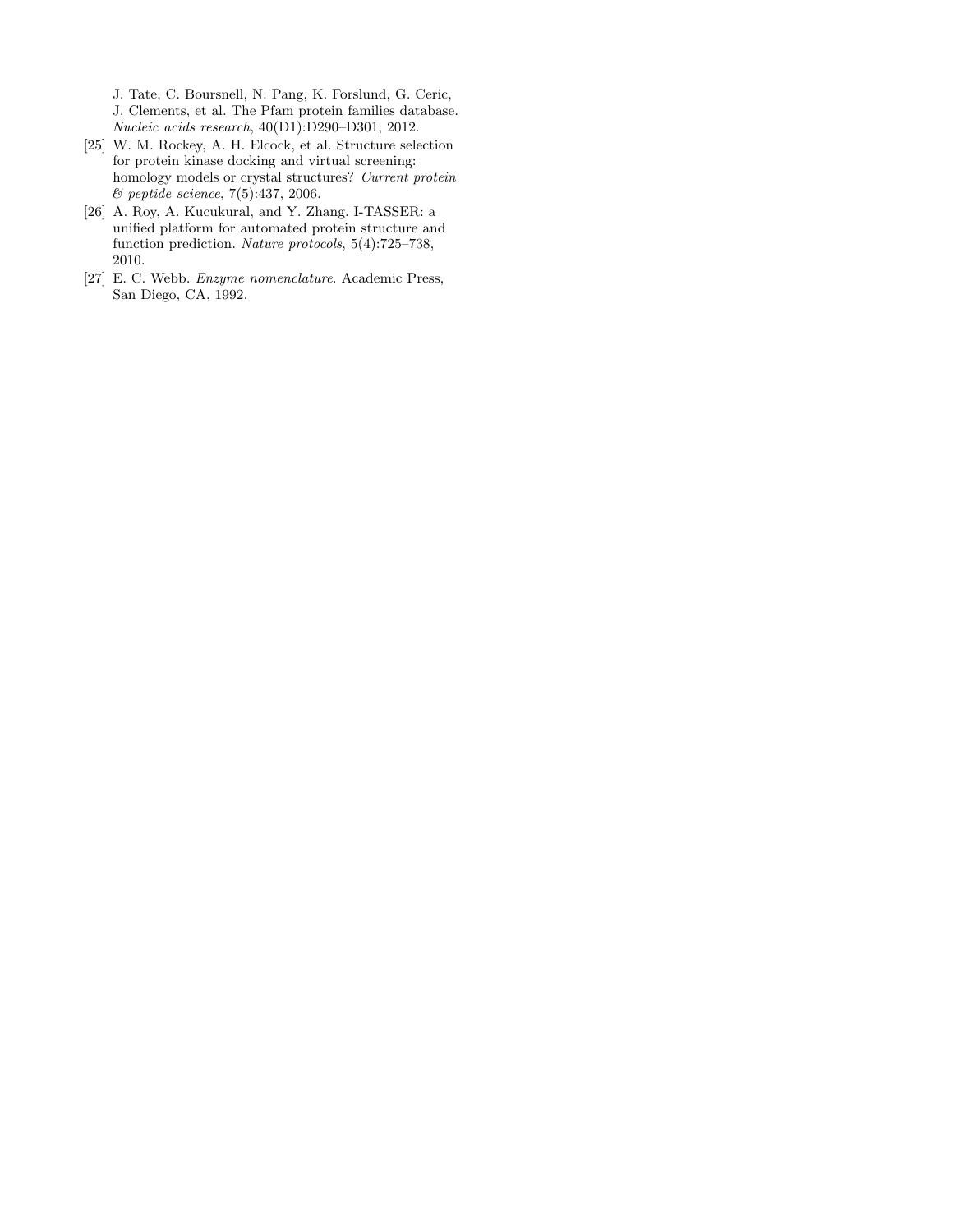J. Tate, C. Boursnell, N. Pang, K. Forslund, G. Ceric, J. Clements, et al. The Pfam protein families database. *Nucleic acids research*, 40(D1):D290–D301, 2012.

[25] W. M. Rockey, A. H. Elcock, et al. Structure selection for protein kinase docking and virtual screening: homology models or crystal structures? *Current protein & peptide science*, 7(5):437, 2006.

[26] A. Roy, A. Kucukural, and Y. Zhang. I-TASSER: a unified platform for automated protein structure and function prediction. *Nature protocols*, 5(4):725–738, 2010.

[27] E. C. Webb. *Enzyme nomenclature*. Academic Press, San Diego, CA, 1992.